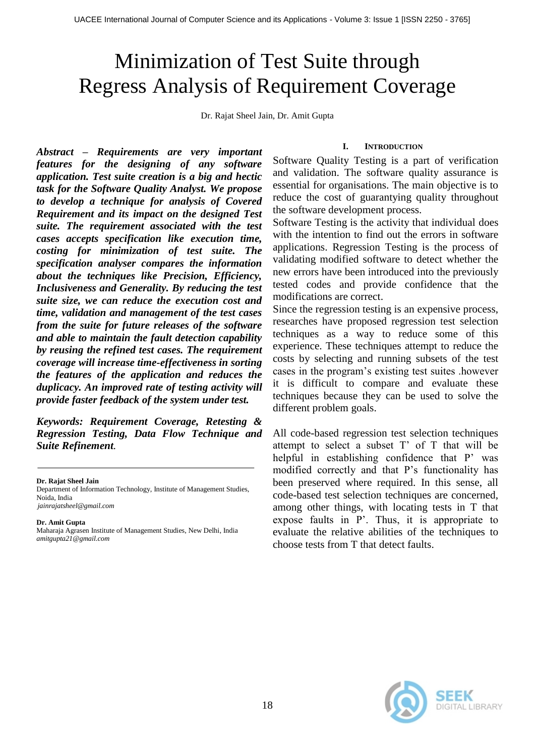# Minimization of Test Suite through Regress Analysis of Requirement Coverage

Dr. Rajat Sheel Jain, Dr. Amit Gupta

***Abstract – Requirements are very important features for the designing of any software application. Test suite creation is a big and hectic task for the Software Quality Analyst. We propose to develop a technique for analysis of Covered Requirement and its impact on the designed Test suite. The requirement associated with the test cases accepts specification like execution time, costing for minimization of test suite. The specification analyser compares the information about the techniques like Precision, Efficiency, Inclusiveness and Generality. By reducing the test suite size, we can reduce the execution cost and time, validation and management of the test cases from the suite for future releases of the software and able to maintain the fault detection capability by reusing the refined test cases. The requirement coverage will increase time-effectiveness in sorting the features of the application and reduces the duplicacy. An improved rate of testing activity will provide faster feedback of the system under test.***

***Keywords: Requirement Coverage, Retesting & Regression Testing, Data Flow Technique and Suite Refinement.***

**Dr. Rajat Sheel Jain**
Department of Information Technology, Institute of Management Studies, Noida, India
*jainrajatsheel@gmail.com*

**Dr. Amit Gupta**
Maharaja Agrasen Institute of Management Studies, New Delhi, India
*amitgupta21@gmail.com*

## I. Introduction

Software Quality Testing is a part of verification and validation. The software quality assurance is essential for organisations. The main objective is to reduce the cost of guarantying quality throughout the software development process.

Software Testing is the activity that individual does with the intention to find out the errors in software applications. Regression Testing is the process of validating modified software to detect whether the new errors have been introduced into the previously tested codes and provide confidence that the modifications are correct.

Since the regression testing is an expensive process, researches have proposed regression test selection techniques as a way to reduce some of this experience. These techniques attempt to reduce the costs by selecting and running subsets of the test cases in the program's existing test suites .however it is difficult to compare and evaluate these techniques because they can be used to solve the different problem goals.

All code-based regression test selection techniques attempt to select a subset T' of T that will be helpful in establishing confidence that P' was modified correctly and that P's functionality has been preserved where required. In this sense, all code-based test selection techniques are concerned, among other things, with locating tests in T that expose faults in P'. Thus, it is appropriate to evaluate the relative abilities of the techniques to choose tests from T that detect faults.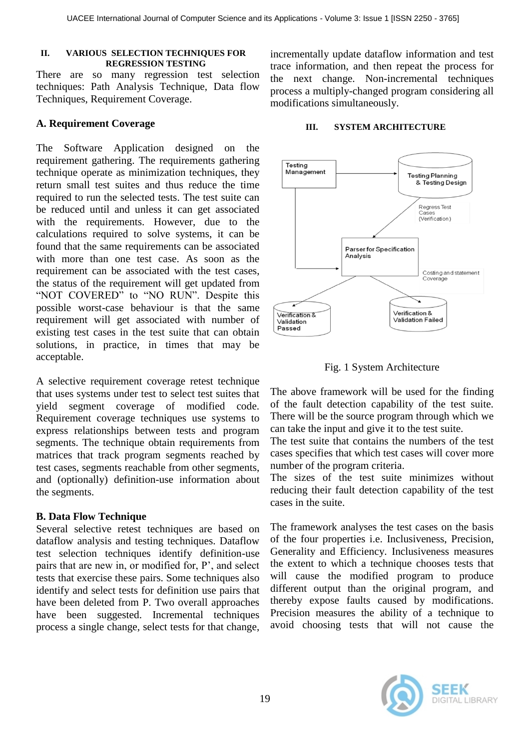## II. VARIOUS SELECTION TECHNIQUES FOR REGRESSION TESTING

There are so many regression test selection techniques: Path Analysis Technique, Data flow Techniques, Requirement Coverage.

### A. Requirement Coverage

The Software Application designed on the requirement gathering. The requirements gathering technique operate as minimization techniques, they return small test suites and thus reduce the time required to run the selected tests. The test suite can be reduced until and unless it can get associated with the requirements. However, due to the calculations required to solve systems, it can be found that the same requirements can be associated with more than one test case. As soon as the requirement can be associated with the test cases, the status of the requirement will get updated from "NOT COVERED" to "NO RUN". Despite this possible worst-case behaviour is that the same requirement will get associated with number of existing test cases in the test suite that can obtain solutions, in practice, in times that may be acceptable.

A selective requirement coverage retest technique that uses systems under test to select test suites that yield segment coverage of modified code. Requirement coverage techniques use systems to express relationships between tests and program segments. The technique obtain requirements from matrices that track program segments reached by test cases, segments reachable from other segments, and (optionally) definition-use information about the segments.

### B. Data Flow Technique

Several selective retest techniques are based on dataflow analysis and testing techniques. Dataflow test selection techniques identify definition-use pairs that are new in, or modified for, P', and select tests that exercise these pairs. Some techniques also identify and select tests for definition use pairs that have been deleted from P. Two overall approaches have been suggested. Incremental techniques process a single change, select tests for that change, incrementally update dataflow information and test trace information, and then repeat the process for the next change. Non-incremental techniques process a multiply-changed program considering all modifications simultaneously.

## III. SYSTEM ARCHITECTURE

Fig. 1 System Architecture

The above framework will be used for the finding of the fault detection capability of the test suite. There will be the source program through which we can take the input and give it to the test suite.
The test suite that contains the numbers of the test cases specifies that which test cases will cover more number of the program criteria.
The sizes of the test suite minimizes without reducing their fault detection capability of the test cases in the suite.

The framework analyses the test cases on the basis of the four properties i.e. Inclusiveness, Precision, Generality and Efficiency. Inclusiveness measures the extent to which a technique chooses tests that will cause the modified program to produce different output than the original program, and thereby expose faults caused by modifications. Precision measures the ability of a technique to avoid choosing tests that will not cause the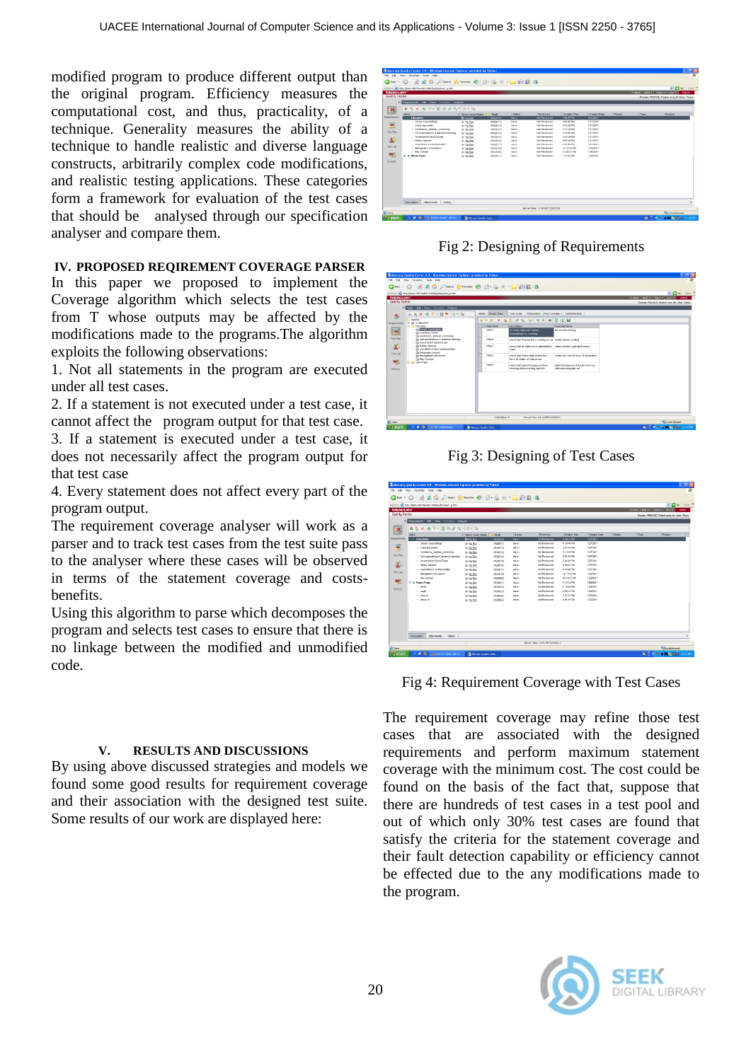modified program to produce different output than the original program. Efficiency measures the computational cost, and thus, practicality, of a technique. Generality measures the ability of a technique to handle realistic and diverse language constructs, arbitrarily complex code modifications, and realistic testing applications. These categories form a framework for evaluation of the test cases that should be analysed through our specification analyser and compare them.

## IV. PROPOSED REQIREMENT COVERAGE PARSER

In this paper we proposed to implement the Coverage algorithm which selects the test cases from T whose outputs may be affected by the modifications made to the programs.The algorithm exploits the following observations:

1. Not all statements in the program are executed under all test cases.
2. If a statement is not executed under a test case, it cannot affect the program output for that test case.
3. If a statement is executed under a test case, it does not necessarily affect the program output for that test case
4. Every statement does not affect every part of the program output.

The requirement coverage analyser will work as a parser and to track test cases from the test suite pass to the analyser where these cases will be observed in terms of the statement coverage and costs-benefits.

Using this algorithm to parse which decomposes the program and selects test cases to ensure that there is no linkage between the modified and unmodified code.

## V. RESULTS AND DISCUSSIONS

By using above discussed strategies and models we found some good results for requirement coverage and their association with the designed test suite. Some results of our work are displayed here:

Fig 2: Designing of Requirements

Fig 3: Designing of Test Cases

Fig 4: Requirement Coverage with Test Cases

The requirement coverage may refine those test cases that are associated with the designed requirements and perform maximum statement coverage with the minimum cost. The cost could be found on the basis of the fact that, suppose that there are hundreds of test cases in a test pool and out of which only 30% test cases are found that satisfy the criteria for the statement coverage and their fault detection capability or efficiency cannot be effected due to the any modifications made to the program.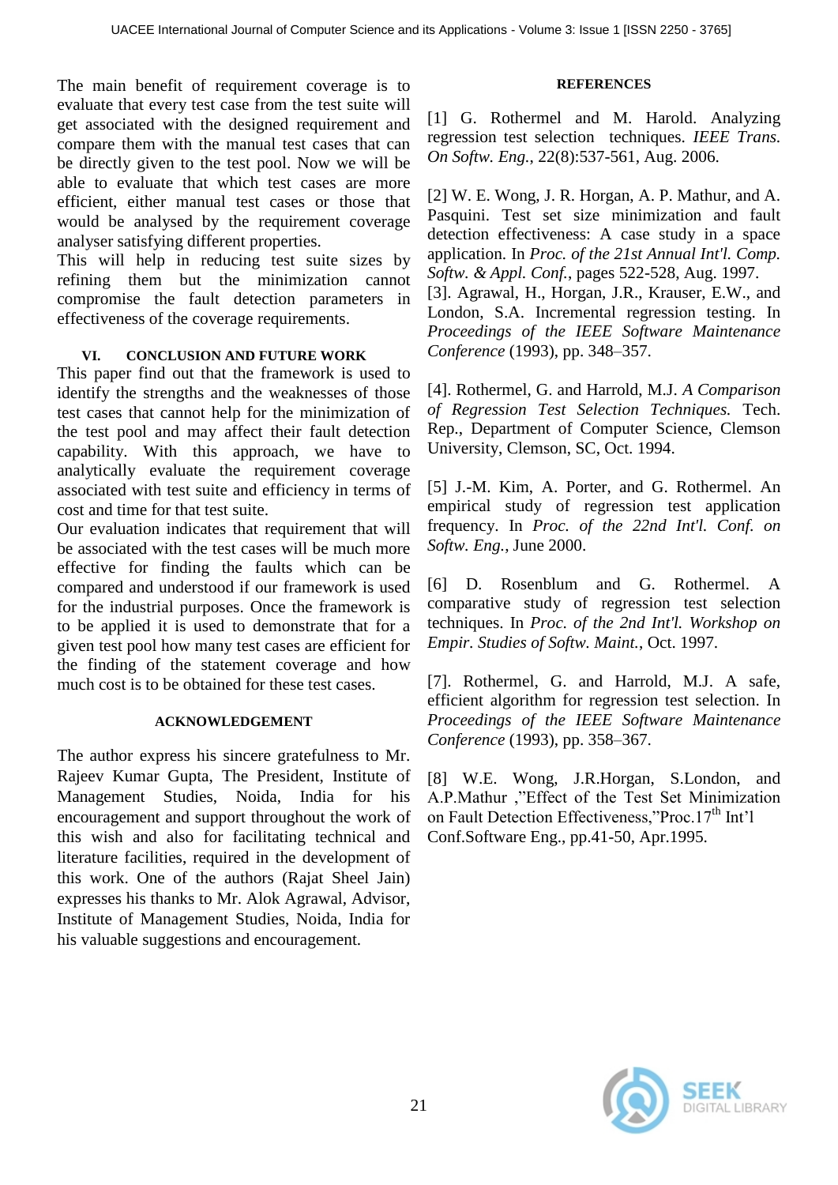The main benefit of requirement coverage is to evaluate that every test case from the test suite will get associated with the designed requirement and compare them with the manual test cases that can be directly given to the test pool. Now we will be able to evaluate that which test cases are more efficient, either manual test cases or those that would be analysed by the requirement coverage analyser satisfying different properties.

This will help in reducing test suite sizes by refining them but the minimization cannot compromise the fault detection parameters in effectiveness of the coverage requirements.

## VI. CONCLUSION AND FUTURE WORK

This paper find out that the framework is used to identify the strengths and the weaknesses of those test cases that cannot help for the minimization of the test pool and may affect their fault detection capability. With this approach, we have to analytically evaluate the requirement coverage associated with test suite and efficiency in terms of cost and time for that test suite.

Our evaluation indicates that requirement that will be associated with the test cases will be much more effective for finding the faults which can be compared and understood if our framework is used for the industrial purposes. Once the framework is to be applied it is used to demonstrate that for a given test pool how many test cases are efficient for the finding of the statement coverage and how much cost is to be obtained for these test cases.

## ACKNOWLEDGEMENT

The author express his sincere gratefulness to Mr. Rajeev Kumar Gupta, The President, Institute of Management Studies, Noida, India for his encouragement and support throughout the work of this wish and also for facilitating technical and literature facilities, required in the development of this work. One of the authors (Rajat Sheel Jain) expresses his thanks to Mr. Alok Agrawal, Advisor, Institute of Management Studies, Noida, India for his valuable suggestions and encouragement.

## REFERENCES

[1] G. Rothermel and M. Harold. Analyzing regression test selection techniques. *IEEE Trans. On Softw. Eng.*, 22(8):537-561, Aug. 2006.

[2] W. E. Wong, J. R. Horgan, A. P. Mathur, and A. Pasquini. Test set size minimization and fault detection effectiveness: A case study in a space application. In *Proc. of the 21st Annual Int'l. Comp. Softw. & Appl. Conf.*, pages 522-528, Aug. 1997.

[3]. Agrawal, H., Horgan, J.R., Krauser, E.W., and London, S.A. Incremental regression testing. In *Proceedings of the IEEE Software Maintenance Conference* (1993), pp. 348–357.

[4]. Rothermel, G. and Harrold, M.J. *A Comparison of Regression Test Selection Techniques.* Tech. Rep., Department of Computer Science, Clemson University, Clemson, SC, Oct. 1994.

[5] J.-M. Kim, A. Porter, and G. Rothermel. An empirical study of regression test application frequency. In *Proc. of the 22nd Int'l. Conf. on Softw. Eng.*, June 2000.

[6] D. Rosenblum and G. Rothermel. A comparative study of regression test selection techniques. In *Proc. of the 2nd Int'l. Workshop on Empir. Studies of Softw. Maint.*, Oct. 1997.

[7]. Rothermel, G. and Harrold, M.J. A safe, efficient algorithm for regression test selection. In *Proceedings of the IEEE Software Maintenance Conference* (1993), pp. 358–367.

[8] W.E. Wong, J.R.Horgan, S.London, and A.P.Mathur ,"Effect of the Test Set Minimization on Fault Detection Effectiveness,"Proc.17th Int'l Conf.Software Eng., pp.41-50, Apr.1995.